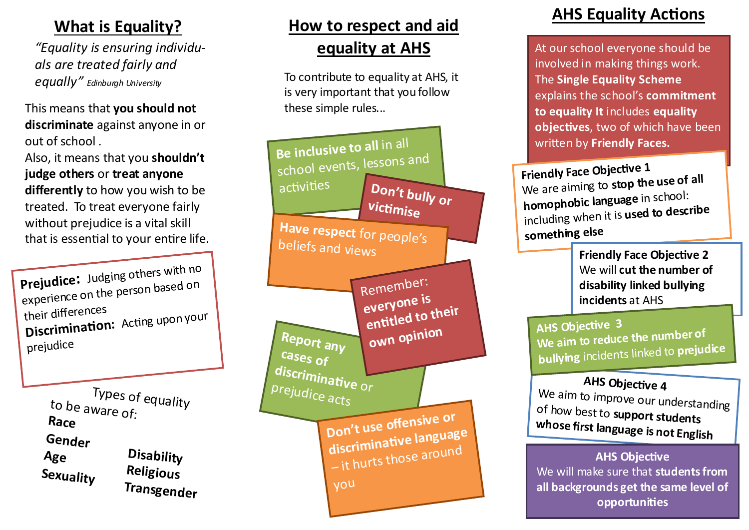## What is Equality?

*"Equality is ensuring individuals are treated fairly and equally"* Edinburgh University

This means that **you should not discriminate** against anyone in or out of school .

Also, it means that you **shouldn't judge others** or **treat anyone differently** to how you wish to be treated. To treat everyone fairly without prejudice is a vital skill that is essential to your entire life.

**Prejudice:** Judging others with no experience on the person based on their differences

**Discrimination:** Acting upon your prejudice

Types of equality to be aware of:

- **Race**
- **Gender**
- **Age**
- **Sexuality**
- **Disability**
- **Religious**
- **Transgender**

## How to respect and aid equality at AHS

To contribute to equality at AHS, it is very important that you follow these simple rules...

- **Be inclusive to all** in all school events, lessons and activities
- **Don't bully or victimise**
- **Have respect** for people's beliefs and views
- Remember: **everyone is entitled to their own opinion**
- **Report any cases of discriminative** or prejudice acts
- **Don't use offensive or discriminative language** – it hurts those around you

## AHS Equality Actions

At our school everyone should be involved in making things work. The **Single Equality Scheme** explains the school's **commitment to equality It** includes **equality objectives**, two of which have been written by **Friendly Faces.**

**Friendly Face Objective 1**
We are aiming to **stop the use of all homophobic language** in school: including when it is **used to describe something else**

**Friendly Face Objective 2**
We will **cut the number of disability linked bullying incidents** at AHS

**AHS Objective 3**
**We aim to reduce the number of bullying** incidents linked to **prejudice**

**AHS Objective 4**
We aim to improve our understanding of how best to **support students whose first language is not English**

**AHS Objective**
We will make sure that **students from all backgrounds get the same level of opportunities**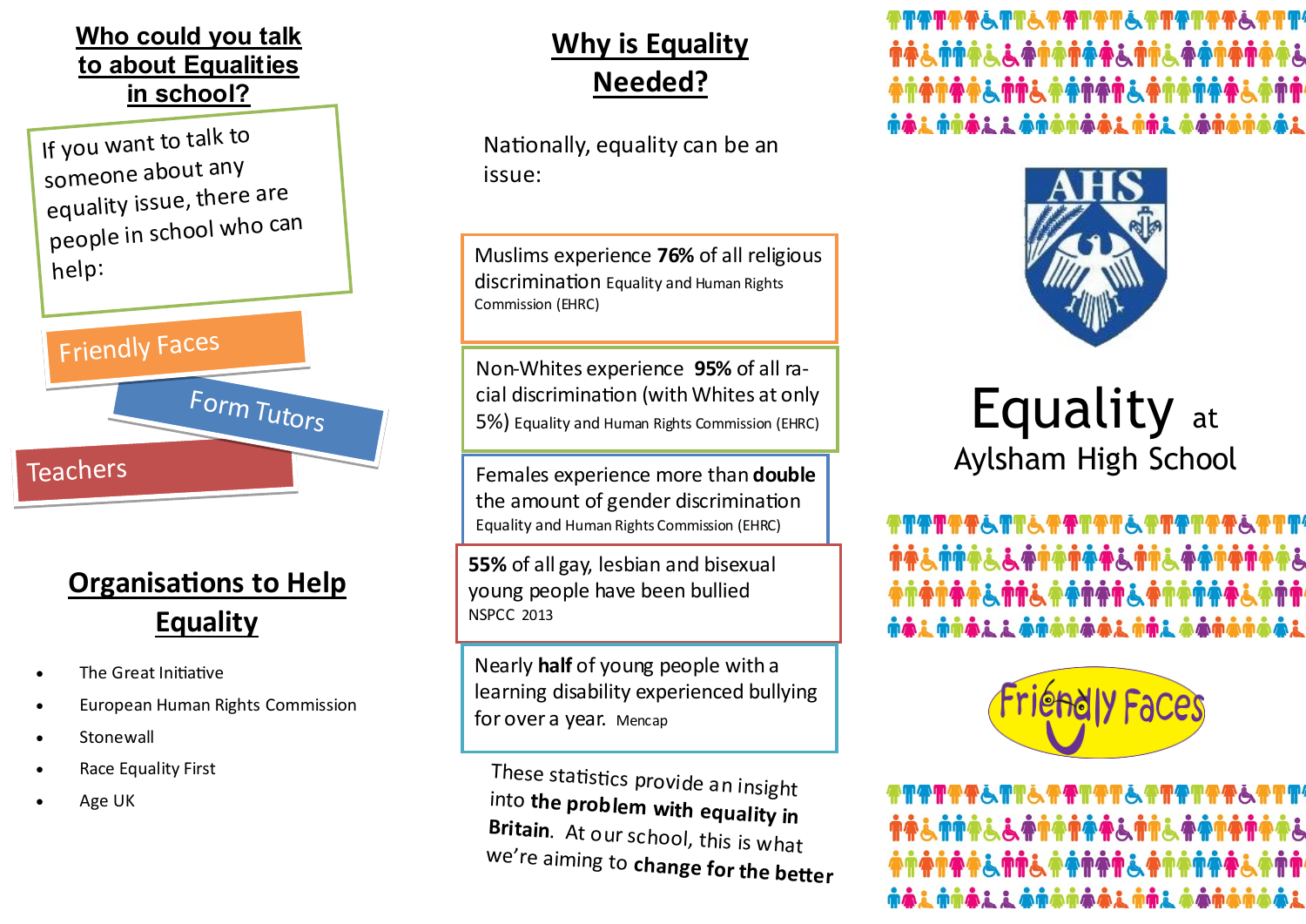## Who could you talk to about Equalities in school?

If you want to talk to someone about any equality issue, there are people in school who can help:

Friendly Faces

Form Tutors

Teachers

## Organisations to Help Equality

- The Great Initiative
- European Human Rights Commission
- Stonewall
- Race Equality First
- Age UK

## Why is Equality Needed?

Nationally, equality can be an issue:

Muslims experience **76%** of all religious discrimination Equality and Human Rights Commission (EHRC)

Non-Whites experience **95%** of all racial discrimination (with Whites at only 5%) Equality and Human Rights Commission (EHRC)

Females experience more than **double** the amount of gender discrimination Equality and Human Rights Commission (EHRC)

**55%** of all gay, lesbian and bisexual young people have been bullied NSPCC 2013

Nearly **half** of young people with a learning disability experienced bullying for over a year. Mencap

These statistics provide an insight into **the problem with equality in Britain**. At our school, this is what we're aiming to **change for the better**

AHS

# Equality at Aylsham High School

Friendly Faces